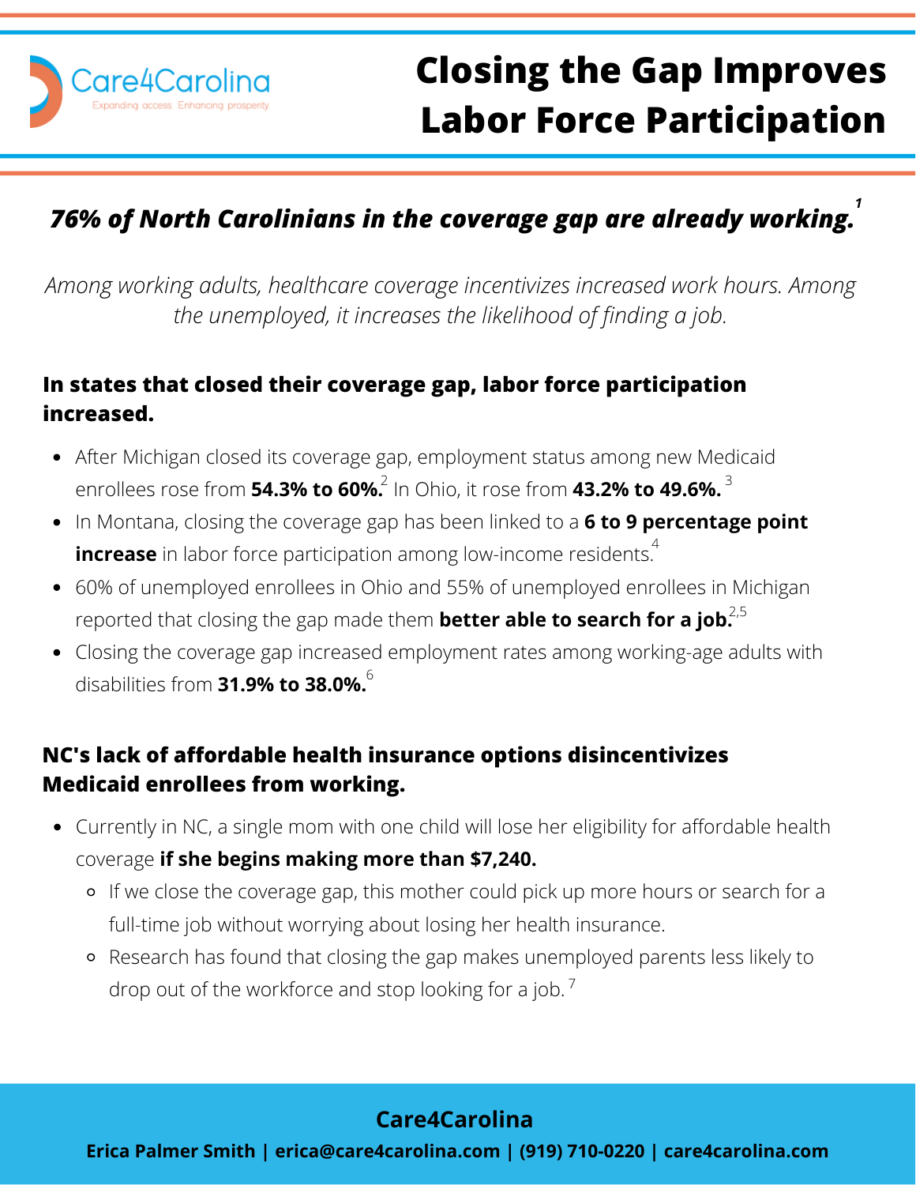Care4Carolina

Expanding access. Enhancing prosperity

# Closing the Gap Improves Labor Force Participation

***76% of North Carolinians in the coverage gap are already working.***[1]

*Among working adults, healthcare coverage incentivizes increased work hours. Among the unemployed, it increases the likelihood of finding a job.*

### In states that closed their coverage gap, labor force participation increased.

- After Michigan closed its coverage gap, employment status among new Medicaid enrollees rose from **54.3% to 60%.**[2] In Ohio, it rose from **43.2% to 49.6%.**[3]
- In Montana, closing the coverage gap has been linked to a **6 to 9 percentage point increase** in labor force participation among low-income residents.[4]
- 60% of unemployed enrollees in Ohio and 55% of unemployed enrollees in Michigan reported that closing the gap made them **better able to search for a job.**[2,5]
- Closing the coverage gap increased employment rates among working-age adults with disabilities from **31.9% to 38.0%.**[6]

### NC's lack of affordable health insurance options disincentivizes Medicaid enrollees from working.

- Currently in NC, a single mom with one child will lose her eligibility for affordable health coverage **if she begins making more than $7,240.**
  - If we close the coverage gap, this mother could pick up more hours or search for a full-time job without worrying about losing her health insurance.
  - Research has found that closing the gap makes unemployed parents less likely to drop out of the workforce and stop looking for a job.[7]

**Care4Carolina**

**Erica Palmer Smith | erica@care4carolina.com | (919) 710-0220 | care4carolina.com**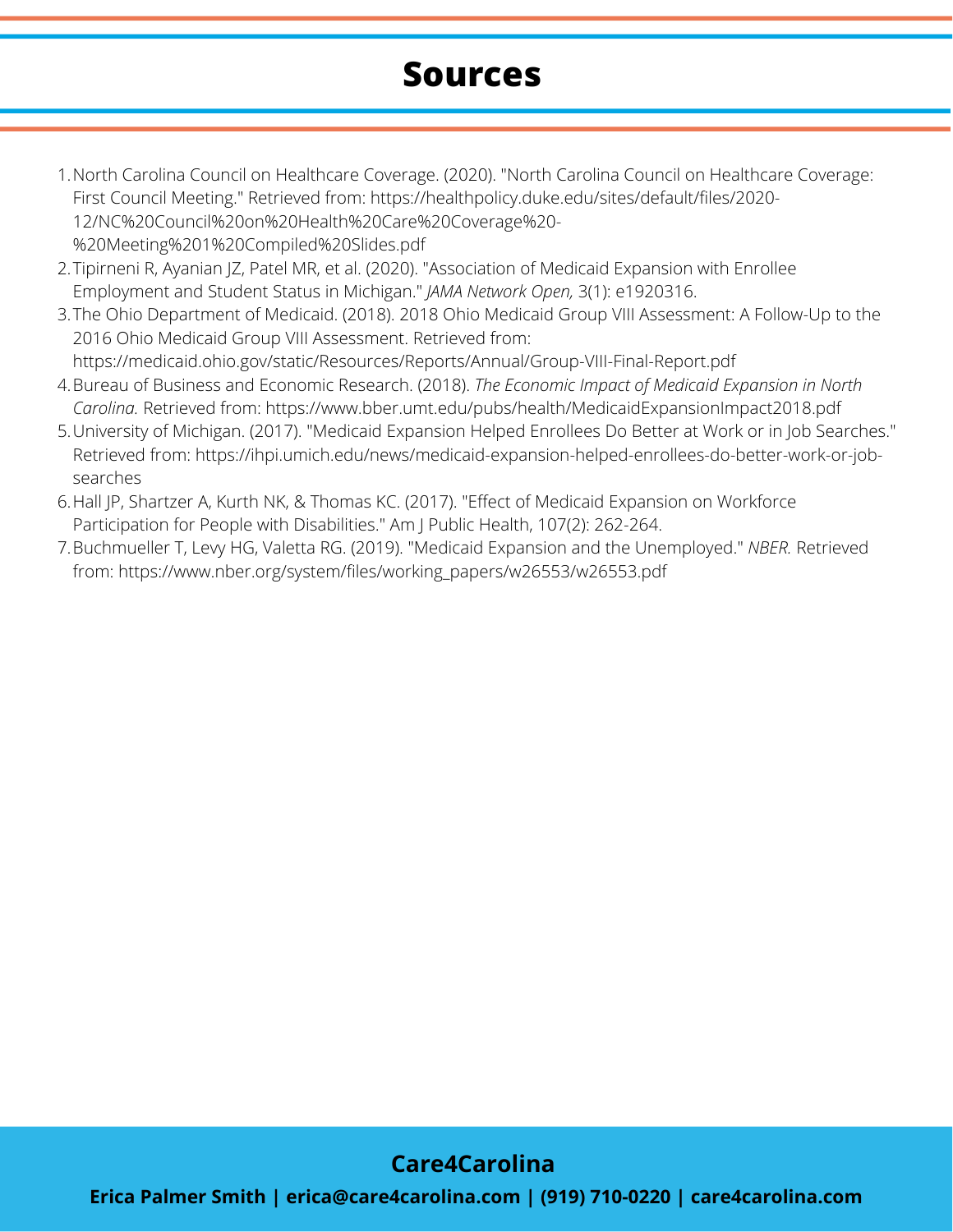# Sources

1. North Carolina Council on Healthcare Coverage. (2020). "North Carolina Council on Healthcare Coverage: First Council Meeting." Retrieved from: https://healthpolicy.duke.edu/sites/default/files/2020-12/NC%20Council%20on%20Health%20Care%20Coverage%20-%20Meeting%201%20Compiled%20Slides.pdf
2. Tipirneni R, Ayanian JZ, Patel MR, et al. (2020). "Association of Medicaid Expansion with Enrollee Employment and Student Status in Michigan." *JAMA Network Open,* 3(1): e1920316.
3. The Ohio Department of Medicaid. (2018). 2018 Ohio Medicaid Group VIII Assessment: A Follow-Up to the 2016 Ohio Medicaid Group VIII Assessment. Retrieved from: https://medicaid.ohio.gov/static/Resources/Reports/Annual/Group-VIII-Final-Report.pdf
4. Bureau of Business and Economic Research. (2018). *The Economic Impact of Medicaid Expansion in North Carolina.* Retrieved from: https://www.bber.umt.edu/pubs/health/MedicaidExpansionImpact2018.pdf
5. University of Michigan. (2017). "Medicaid Expansion Helped Enrollees Do Better at Work or in Job Searches." Retrieved from: https://ihpi.umich.edu/news/medicaid-expansion-helped-enrollees-do-better-work-or-job-searches
6. Hall JP, Shartzer A, Kurth NK, & Thomas KC. (2017). "Effect of Medicaid Expansion on Workforce Participation for People with Disabilities." Am J Public Health, 107(2): 262-264.
7. Buchmueller T, Levy HG, Valetta RG. (2019). "Medicaid Expansion and the Unemployed." *NBER.* Retrieved from: https://www.nber.org/system/files/working_papers/w26553/w26553.pdf

**Care4Carolina**

**Erica Palmer Smith | erica@care4carolina.com | (919) 710-0220 | care4carolina.com**